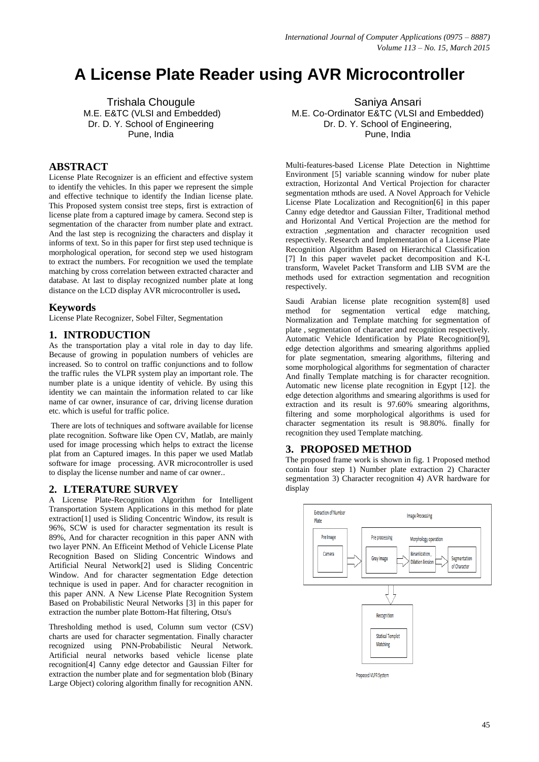// Page 1 of 5 — figure content not transcribed (no detected images)
# A License Plate Reader using AVR Microcontroller

Trishala Chougule
M.E. E&TC (VLSI and Embedded)
Dr. D. Y. School of Engineering
Pune, India

Saniya Ansari
M.E. Co-Ordinator E&TC (VLSI and Embedded)
Dr. D. Y. School of Engineering,
Pune, India

## ABSTRACT

License Plate Recognizer is an efficient and effective system to identify the vehicles. In this paper we represent the simple and effective technique to identify the Indian license plate. This Proposed system consist tree steps, first is extraction of license plate from a captured image by camera. Second step is segmentation of the character from number plate and extract. And the last step is recognizing the characters and display it informs of text. So in this paper for first step used technique is morphological operation, for second step we used histogram to extract the numbers. For recognition we used the template matching by cross correlation between extracted character and database. At last to display recognized number plate at long distance on the LCD display AVR microcontroller is used**.**

## Keywords

License Plate Recognizer, Sobel Filter, Segmentation

## 1. INTRODUCTION

As the transportation play a vital role in day to day life. Because of growing in population numbers of vehicles are increased. So to control on traffic conjunctions and to follow the traffic rules the VLPR system play an important role. The number plate is a unique identity of vehicle. By using this identity we can maintain the information related to car like name of car owner, insurance of car, driving license duration etc. which is useful for traffic police.

There are lots of techniques and software available for license plate recognition. Software like Open CV, Matlab, are mainly used for image processing which helps to extract the license plat from an Captured images. In this paper we used Matlab software for image processing. AVR microcontroller is used to display the license number and name of car owner..

## 2. LTERATURE SURVEY

A License Plate-Recognition Algorithm for Intelligent Transportation System Applications in this method for plate extraction[1] used is Sliding Concentric Window, its result is 96%, SCW is used for character segmentation its result is 89%, And for character recognition in this paper ANN with two layer PNN. An Efficeint Method of Vehicle License Plate Recognition Based on Sliding Concentric Windows and Artificial Neural Network[2] used is Sliding Concentric Window. And for character segmentation Edge detection technique is used in paper. And for character recognition in this paper ANN. A New License Plate Recognition System Based on Probabilistic Neural Networks [3] in this paper for extraction the number plate Bottom-Hat filtering, Otsu's

Thresholding method is used, Column sum vector (CSV) charts are used for character segmentation. Finally character recognized using PNN-Probabilistic Neural Network. Artificial neural networks based vehicle license plate recognition[4] Canny edge detector and Gaussian Filter for extraction the number plate and for segmentation blob (Binary Large Object) coloring algorithm finally for recognition ANN.

Multi-features-based License Plate Detection in Nighttime Environment [5] variable scanning window for nuber plate extraction, Horizontal And Vertical Projection for character segmentation mthods are used. A Novel Approach for Vehicle License Plate Localization and Recognition[6] in this paper Canny edge detedtor and Gaussian Filter, Traditional method and Horizontal And Vertical Projection are the method for extraction ,segmentation and character recognition used respectively. Research and Implementation of a License Plate Recognition Algorithm Based on Hierarchical Classification [7] In this paper wavelet packet decomposition and K-L transform, Wavelet Packet Transform and LIB SVM are the methods used for extraction segmentation and recognition respectively.

Saudi Arabian license plate recognition system[8] used method for segmentation vertical edge matching, Normalization and Template matching for segmentation of plate , segmentation of character and recognition respectively. Automatic Vehicle Identification by Plate Recognition[9], edge detection algorithms and smearing algorithms applied for plate segmentation, smearing algorithms, filtering and some morphological algorithms for segmentation of character And finally Template matching is for character recognition. Automatic new license plate recognition in Egypt [12]. the edge detection algorithms and smearing algorithms is used for extraction and its result is 97.60% smearing algorithms, filtering and some morphological algorithms is used for character segmentation its result is 98.80%. finally for recognition they used Template matching.

## 3. PROPOSED METHOD

The proposed frame work is shown in fig. 1 Proposed method contain four step 1) Number plate extraction 2) Character segmentation 3) Character recognition 4) AVR hardware for display

Proposed VLPR System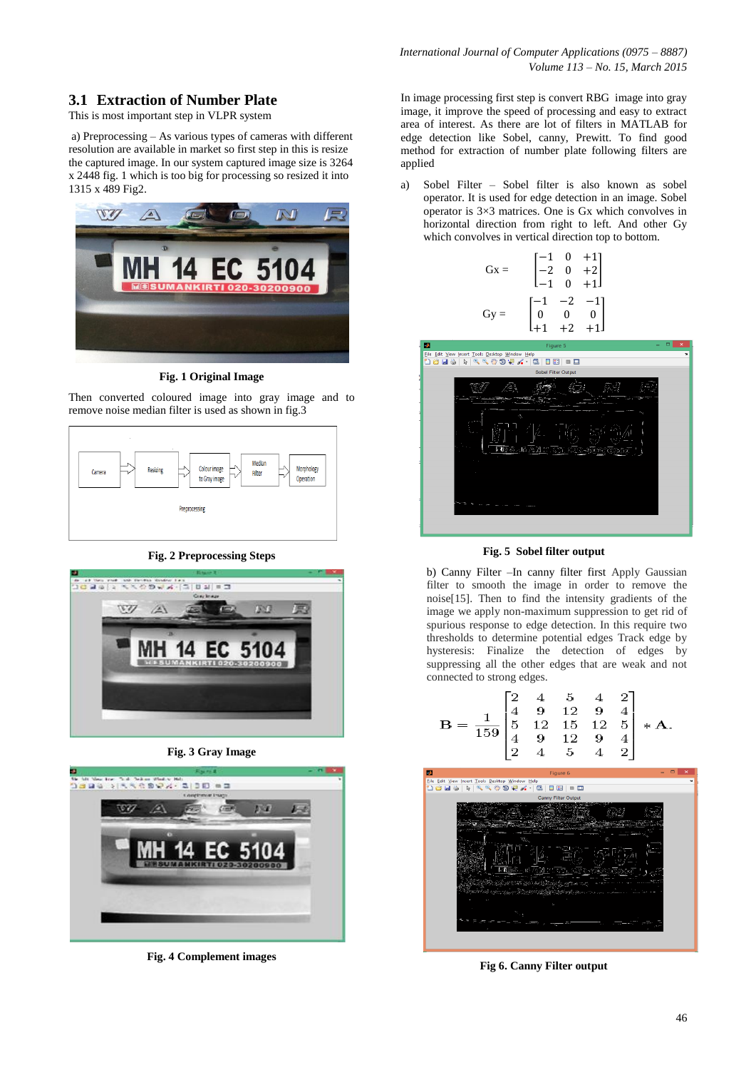## 3.1 Extraction of Number Plate

This is most important step in VLPR system

a) Preprocessing – As various types of cameras with different resolution are available in market so first step in this is resize the captured image. In our system captured image size is 3264 x 2448 fig. 1 which is too big for processing so resized it into 1315 x 489 Fig2.

**Fig. 1 Original Image**

Then converted coloured image into gray image and to remove noise median filter is used as shown in fig.3

**Fig. 2 Preprocessing Steps**

**Fig. 3 Gray Image**

**Fig. 4 Complement images**

In image processing first step is convert RBG image into gray image, it improve the speed of processing and easy to extract area of interest. As there are lot of filters in MATLAB for edge detection like Sobel, canny, Prewitt. To find good method for extraction of number plate following filters are applied

a) Sobel Filter – Sobel filter is also known as sobel operator. It is used for edge detection in an image. Sobel operator is 3×3 matrices. One is Gx which convolves in horizontal direction from right to left. And other Gy which convolves in vertical direction top to bottom.

$$Gx = \begin{bmatrix} -1 & 0 & +1 \\ -2 & 0 & +2 \\ -1 & 0 & +1 \end{bmatrix}$$

$$Gy = \begin{bmatrix} -1 & -2 & -1 \\ 0 & 0 & 0 \\ +1 & +2 & +1 \end{bmatrix}$$

**Fig. 5 Sobel filter output**

b) Canny Filter –In canny filter first Apply Gaussian filter to smooth the image in order to remove the noise[15]. Then to find the intensity gradients of the image we apply non-maximum suppression to get rid of spurious response to edge detection. In this require two thresholds to determine potential edges Track edge by hysteresis: Finalize the detection of edges by suppressing all the other edges that are weak and not connected to strong edges.

$$\mathbf{B} = \frac{1}{159}\begin{bmatrix} 2 & 4 & 5 & 4 & 2 \\ 4 & 9 & 12 & 9 & 4 \\ 5 & 12 & 15 & 12 & 5 \\ 4 & 9 & 12 & 9 & 4 \\ 2 & 4 & 5 & 4 & 2 \end{bmatrix} * \mathbf{A}.$$

**Fig 6. Canny Filter output**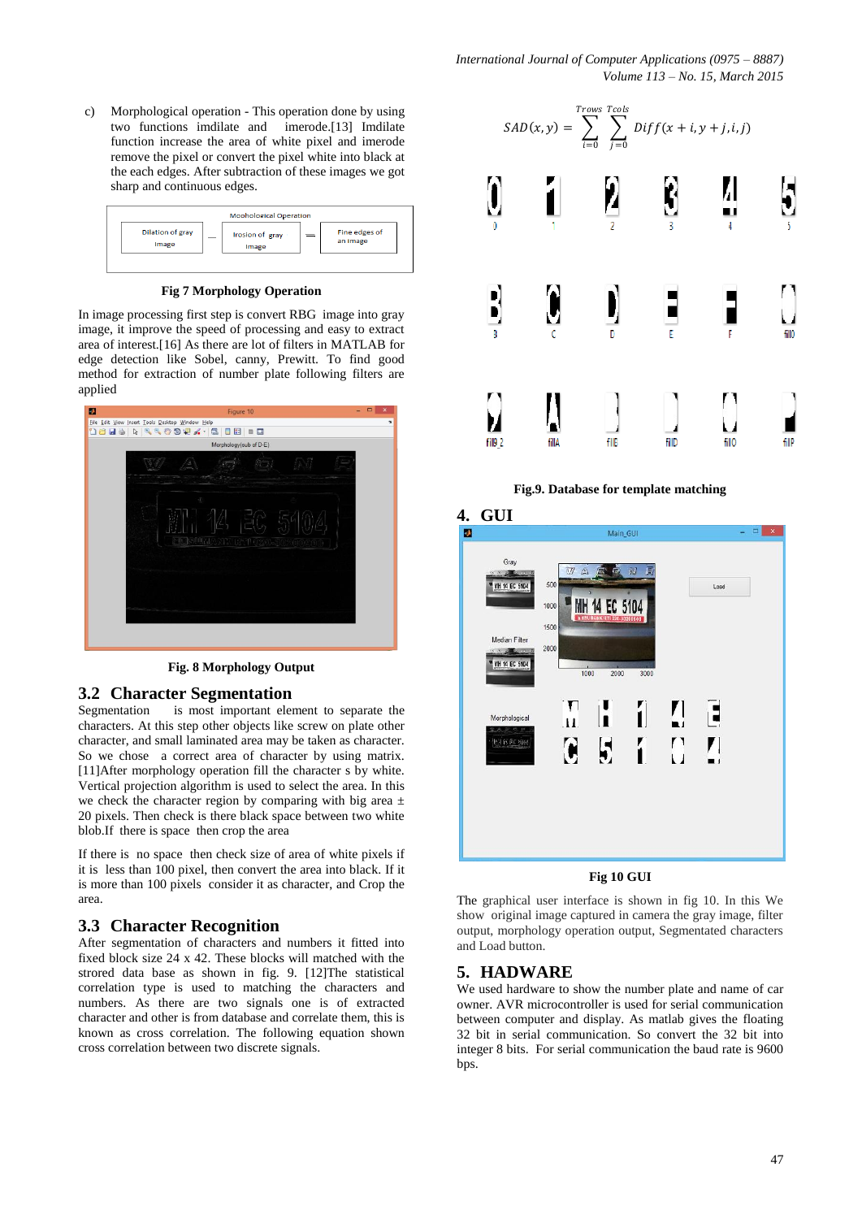c) Morphological operation - This operation done by using two functions imdilate and imerode.[13] Imdilate function increase the area of white pixel and imerode remove the pixel or convert the pixel white into black at the each edges. After subtraction of these images we got sharp and continuous edges.

Mophological Operation

Dilation of gray image — Irosion of gray image = Fine edges of an image

**Fig 7 Morphology Operation**

In image processing first step is convert RBG image into gray image, it improve the speed of processing and easy to extract area of interest.[16] As there are lot of filters in MATLAB for edge detection like Sobel, canny, Prewitt. To find good method for extraction of number plate following filters are applied

**Fig. 8 Morphology Output**

## 3.2 Character Segmentation

Segmentation is most important element to separate the characters. At this step other objects like screw on plate other character, and small laminated area may be taken as character. So we chose a correct area of character by using matrix. [11]After morphology operation fill the character s by white. Vertical projection algorithm is used to select the area. In this we check the character region by comparing with big area ± 20 pixels. Then check is there black space between two white blob.If there is space then crop the area

If there is no space then check size of area of white pixels if it is less than 100 pixel, then convert the area into black. If it is more than 100 pixels consider it as character, and Crop the area.

## 3.3 Character Recognition

After segmentation of characters and numbers it fitted into fixed block size 24 x 42. These blocks will matched with the strored data base as shown in fig. 9. [12]The statistical correlation type is used to matching the characters and numbers. As there are two signals one is of extracted character and other is from database and correlate them, this is known as cross correlation. The following equation shown cross correlation between two discrete signals.

$$SAD(x,y) = \sum_{i=0}^{Trows} \sum_{j=0}^{Tcols} Diff(x+i, y+j, i, j)$$

**Fig.9. Database for template matching**

## 4. GUI

**Fig 10 GUI**

The graphical user interface is shown in fig 10. In this We show original image captured in camera the gray image, filter output, morphology operation output, Segmentated characters and Load button.

## 5. HADWARE

We used hardware to show the number plate and name of car owner. AVR microcontroller is used for serial communication between computer and display. As matlab gives the floating 32 bit in serial communication. So convert the 32 bit into integer 8 bits. For serial communication the baud rate is 9600 bps.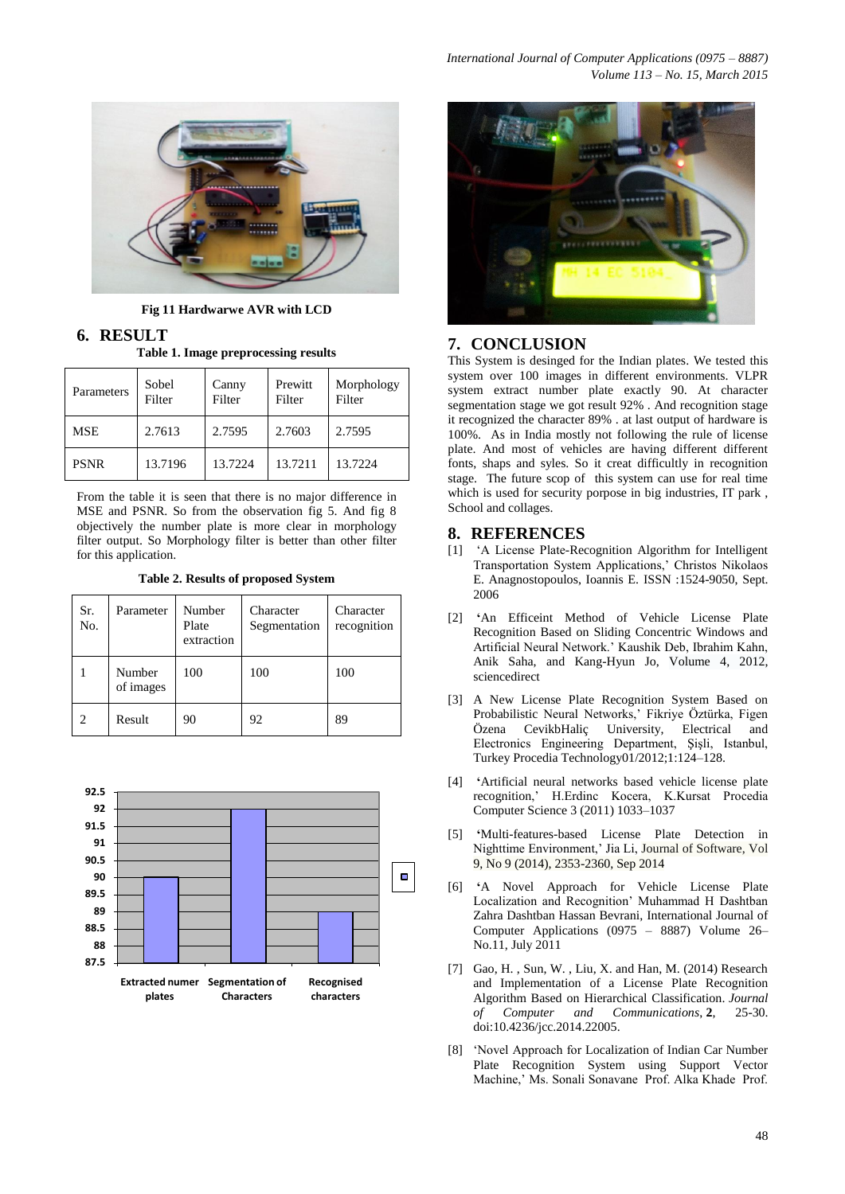Fig 11 Hardwarwe AVR with LCD

## 6. RESULT

Table 1. Image preprocessing results

| Parameters | Sobel Filter | Canny Filter | Prewitt Filter | Morphology Filter |
|---|---|---|---|---|
| MSE | 2.7613 | 2.7595 | 2.7603 | 2.7595 |
| PSNR | 13.7196 | 13.7224 | 13.7211 | 13.7224 |

From the table it is seen that there is no major difference in MSE and PSNR. So from the observation fig 5. And fig 8 objectively the number plate is more clear in morphology filter output. So Morphology filter is better than other filter for this application.

Table 2. Results of proposed System

| Sr. No. | Parameter | Number Plate extraction | Character Segmentation | Character recognition |
|---|---|---|---|---|
| 1 | Number of images | 100 | 100 | 100 |
| 2 | Result | 90 | 92 | 89 |

## 7. CONCLUSION

This System is desinged for the Indian plates. We tested this system over 100 images in different environments. VLPR system extract number plate exactly 90. At character segmentation stage we got result 92% . And recognition stage it recognized the character 89% . at last output of hardware is 100%. As in India mostly not following the rule of license plate. And most of vehicles are having different different fonts, shaps and syles. So it creat difficultly in recognition stage. The future scop of this system can use for real time which is used for security porpose in big industries, IT park , School and collages.

## 8. REFERENCES

[1] 'A License Plate-Recognition Algorithm for Intelligent Transportation System Applications,' Christos Nikolaos E. Anagnostopoulos, Ioannis E. ISSN :1524-9050, Sept. 2006

[2] 'An Efficeint Method of Vehicle License Plate Recognition Based on Sliding Concentric Windows and Artificial Neural Network.' Kaushik Deb, Ibrahim Kahn, Anik Saha, and Kang-Hyun Jo, Volume 4, 2012, sciencedirect

[3] A New License Plate Recognition System Based on Probabilistic Neural Networks,' Fikriye Öztürka, Figen Özena CevikbHaliç University, Electrical and Electronics Engineering Department, Şişli, Istanbul, Turkey Procedia Technology01/2012;1:124–128.

[4] 'Artificial neural networks based vehicle license plate recognition,' H.Erdinc Kocera, K.Kursat Procedia Computer Science 3 (2011) 1033–1037

[5] 'Multi-features-based License Plate Detection in Nighttime Environment,' Jia Li, Journal of Software, Vol 9, No 9 (2014), 2353-2360, Sep 2014

[6] 'A Novel Approach for Vehicle License Plate Localization and Recognition' Muhammad H Dashtban Zahra Dashtban Hassan Bevrani, International Journal of Computer Applications (0975 – 8887) Volume 26– No.11, July 2011

[7] Gao, H. , Sun, W. , Liu, X. and Han, M. (2014) Research and Implementation of a License Plate Recognition Algorithm Based on Hierarchical Classification. *Journal of Computer and Communications*, **2**, 25-30. doi:10.4236/jcc.2014.22005.

[8] 'Novel Approach for Localization of Indian Car Number Plate Recognition System using Support Vector Machine,' Ms. Sonali Sonavane Prof. Alka Khade Prof.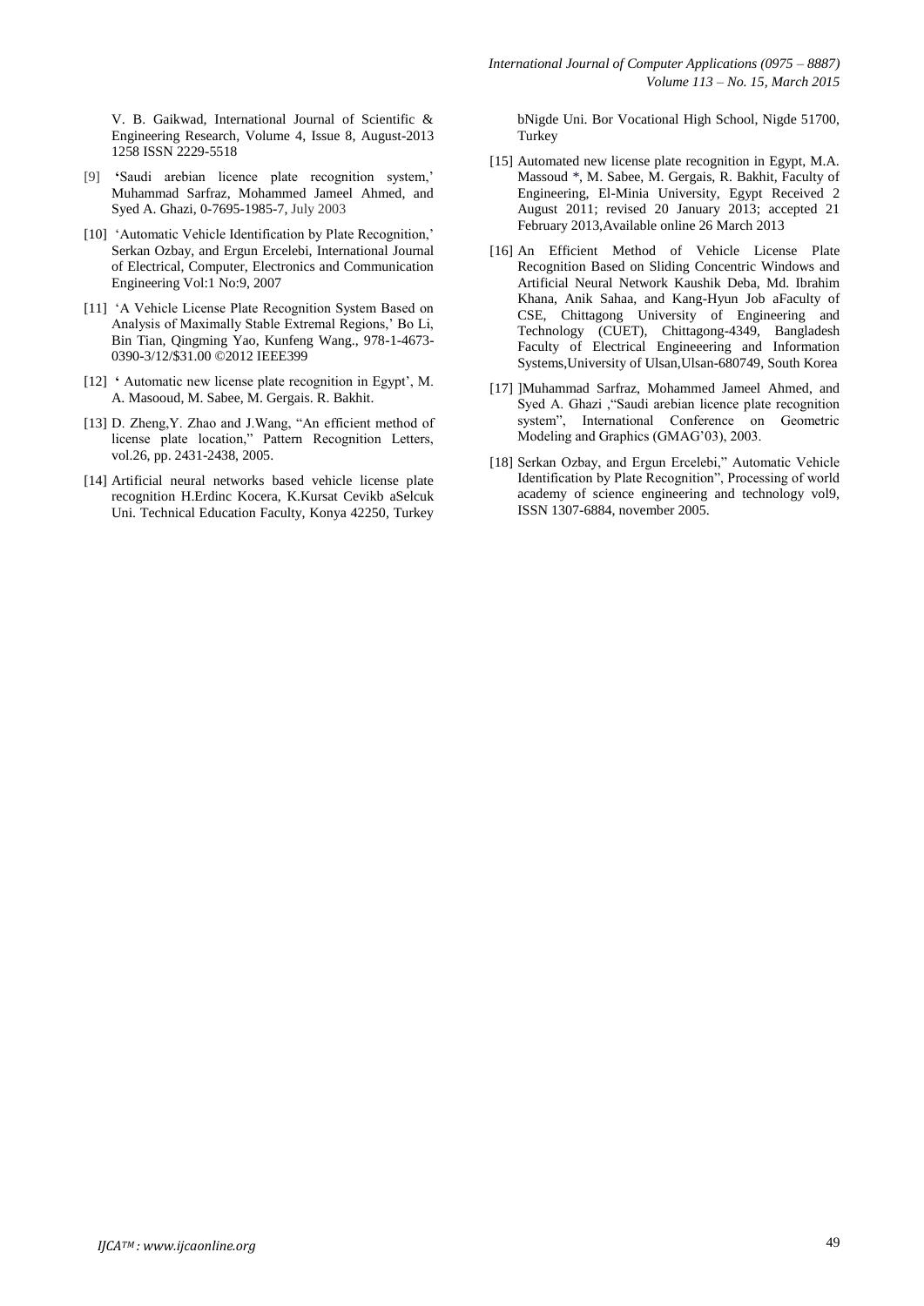V. B. Gaikwad, International Journal of Scientific & Engineering Research, Volume 4, Issue 8, August-2013 1258 ISSN 2229-5518

[9] 'Saudi arebian licence plate recognition system,' Muhammad Sarfraz, Mohammed Jameel Ahmed, and Syed A. Ghazi, 0-7695-1985-7, July 2003

[10] 'Automatic Vehicle Identification by Plate Recognition,' Serkan Ozbay, and Ergun Ercelebi, International Journal of Electrical, Computer, Electronics and Communication Engineering Vol:1 No:9, 2007

[11] 'A Vehicle License Plate Recognition System Based on Analysis of Maximally Stable Extremal Regions,' Bo Li, Bin Tian, Qingming Yao, Kunfeng Wang., 978-1-4673-0390-3/12/$31.00 ©2012 IEEE399

[12] ' Automatic new license plate recognition in Egypt', M. A. Masooud, M. Sabee, M. Gergais. R. Bakhit.

[13] D. Zheng,Y. Zhao and J.Wang, "An efficient method of license plate location," Pattern Recognition Letters, vol.26, pp. 2431-2438, 2005.

[14] Artificial neural networks based vehicle license plate recognition H.Erdinc Kocera, K.Kursat Cevikb aSelcuk Uni. Technical Education Faculty, Konya 42250, Turkey bNigde Uni. Bor Vocational High School, Nigde 51700, Turkey

[15] Automated new license plate recognition in Egypt, M.A. Massoud *, M. Sabee, M. Gergais, R. Bakhit, Faculty of Engineering, El-Minia University, Egypt Received 2 August 2011; revised 20 January 2013; accepted 21 February 2013,Available online 26 March 2013

[16] An Efficient Method of Vehicle License Plate Recognition Based on Sliding Concentric Windows and Artificial Neural Network Kaushik Deba, Md. Ibrahim Khana, Anik Sahaa, and Kang-Hyun Job aFaculty of CSE, Chittagong University of Engineering and Technology (CUET), Chittagong-4349, Bangladesh Faculty of Electrical Engineeering and Information Systems,University of Ulsan,Ulsan-680749, South Korea

[17] ]Muhammad Sarfraz, Mohammed Jameel Ahmed, and Syed A. Ghazi ,"Saudi arebian licence plate recognition system", International Conference on Geometric Modeling and Graphics (GMAG'03), 2003.

[18] Serkan Ozbay, and Ergun Ercelebi," Automatic Vehicle Identification by Plate Recognition", Processing of world academy of science engineering and technology vol9, ISSN 1307-6884, november 2005.